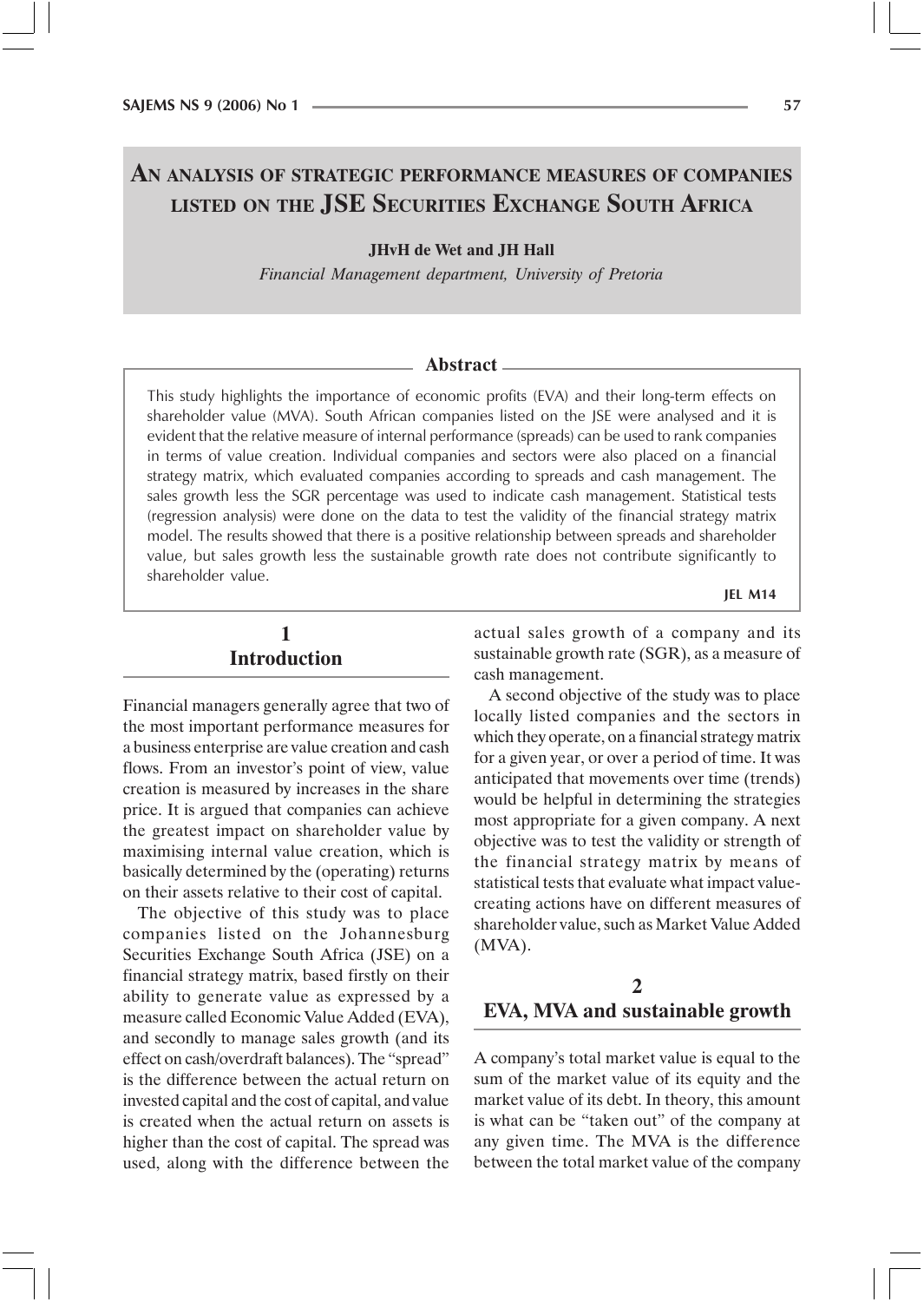# An analysis of strategic performance measures of companies listed on the JSE Securities Exchange South Africa

**JHvH de Wet and JH Hall**

*Financial Management department, University of Pretoria*

## Abstract

This study highlights the importance of economic profits (EVA) and their long-term effects on shareholder value (MVA). South African companies listed on the JSE were analysed and it is evident that the relative measure of internal performance (spreads) can be used to rank companies in terms of value creation. Individual companies and sectors were also placed on a financial strategy matrix, which evaluated companies according to spreads and cash management. The sales growth less the SGR percentage was used to indicate cash management. Statistical tests (regression analysis) were done on the data to test the validity of the financial strategy matrix model. The results showed that there is a positive relationship between spreads and shareholder value, but sales growth less the sustainable growth rate does not contribute significantly to shareholder value.

**JEL M14**

## 1 Introduction

Financial managers generally agree that two of the most important performance measures for a business enterprise are value creation and cash flows. From an investor's point of view, value creation is measured by increases in the share price. It is argued that companies can achieve the greatest impact on shareholder value by maximising internal value creation, which is basically determined by the (operating) returns on their assets relative to their cost of capital.

The objective of this study was to place companies listed on the Johannesburg Securities Exchange South Africa (JSE) on a financial strategy matrix, based firstly on their ability to generate value as expressed by a measure called Economic Value Added (EVA), and secondly to manage sales growth (and its effect on cash/overdraft balances). The "spread" is the difference between the actual return on invested capital and the cost of capital, and value is created when the actual return on assets is higher than the cost of capital. The spread was used, along with the difference between the actual sales growth of a company and its sustainable growth rate (SGR), as a measure of cash management.

A second objective of the study was to place locally listed companies and the sectors in which they operate, on a financial strategy matrix for a given year, or over a period of time. It was anticipated that movements over time (trends) would be helpful in determining the strategies most appropriate for a given company. A next objective was to test the validity or strength of the financial strategy matrix by means of statistical tests that evaluate what impact value-creating actions have on different measures of shareholder value, such as Market Value Added (MVA).

## 2 EVA, MVA and sustainable growth

A company's total market value is equal to the sum of the market value of its equity and the market value of its debt. In theory, this amount is what can be "taken out" of the company at any given time. The MVA is the difference between the total market value of the company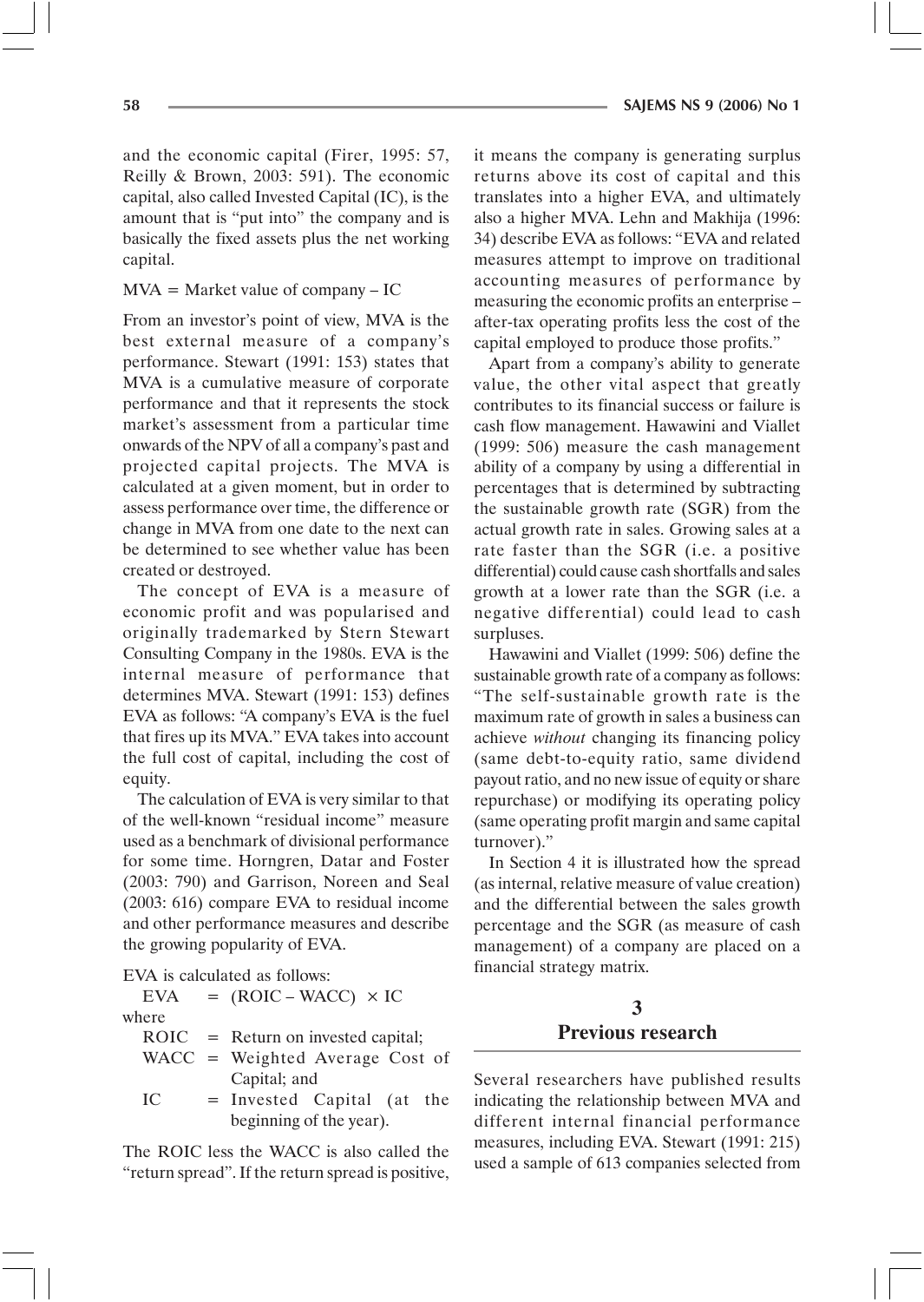and the economic capital (Firer, 1995: 57, Reilly & Brown, 2003: 591). The economic capital, also called Invested Capital (IC), is the amount that is "put into" the company and is basically the fixed assets plus the net working capital.

$$\text{MVA} = \text{Market value of company} - \text{IC}$$

From an investor's point of view, MVA is the best external measure of a company's performance. Stewart (1991: 153) states that MVA is a cumulative measure of corporate performance and that it represents the stock market's assessment from a particular time onwards of the NPV of all a company's past and projected capital projects. The MVA is calculated at a given moment, but in order to assess performance over time, the difference or change in MVA from one date to the next can be determined to see whether value has been created or destroyed.

The concept of EVA is a measure of economic profit and was popularised and originally trademarked by Stern Stewart Consulting Company in the 1980s. EVA is the internal measure of performance that determines MVA. Stewart (1991: 153) defines EVA as follows: "A company's EVA is the fuel that fires up its MVA." EVA takes into account the full cost of capital, including the cost of equity.

The calculation of EVA is very similar to that of the well-known "residual income" measure used as a benchmark of divisional performance for some time. Horngren, Datar and Foster (2003: 790) and Garrison, Noreen and Seal (2003: 616) compare EVA to residual income and other performance measures and describe the growing popularity of EVA.

EVA is calculated as follows:

$$\text{EVA} = (\text{ROIC} - \text{WACC}) \times \text{IC}$$

where

ROIC = Return on invested capital;
WACC = Weighted Average Cost of Capital; and
IC = Invested Capital (at the beginning of the year).

The ROIC less the WACC is also called the "return spread". If the return spread is positive, it means the company is generating surplus returns above its cost of capital and this translates into a higher EVA, and ultimately also a higher MVA. Lehn and Makhija (1996: 34) describe EVA as follows: "EVA and related measures attempt to improve on traditional accounting measures of performance by measuring the economic profits an enterprise – after-tax operating profits less the cost of the capital employed to produce those profits."

Apart from a company's ability to generate value, the other vital aspect that greatly contributes to its financial success or failure is cash flow management. Hawawini and Viallet (1999: 506) measure the cash management ability of a company by using a differential in percentages that is determined by subtracting the sustainable growth rate (SGR) from the actual growth rate in sales. Growing sales at a rate faster than the SGR (i.e. a positive differential) could cause cash shortfalls and sales growth at a lower rate than the SGR (i.e. a negative differential) could lead to cash surpluses.

Hawawini and Viallet (1999: 506) define the sustainable growth rate of a company as follows: "The self-sustainable growth rate is the maximum rate of growth in sales a business can achieve *without* changing its financing policy (same debt-to-equity ratio, same dividend payout ratio, and no new issue of equity or share repurchase) or modifying its operating policy (same operating profit margin and same capital turnover)."

In Section 4 it is illustrated how the spread (as internal, relative measure of value creation) and the differential between the sales growth percentage and the SGR (as measure of cash management) of a company are placed on a financial strategy matrix.

## 3 Previous research

Several researchers have published results indicating the relationship between MVA and different internal financial performance measures, including EVA. Stewart (1991: 215) used a sample of 613 companies selected from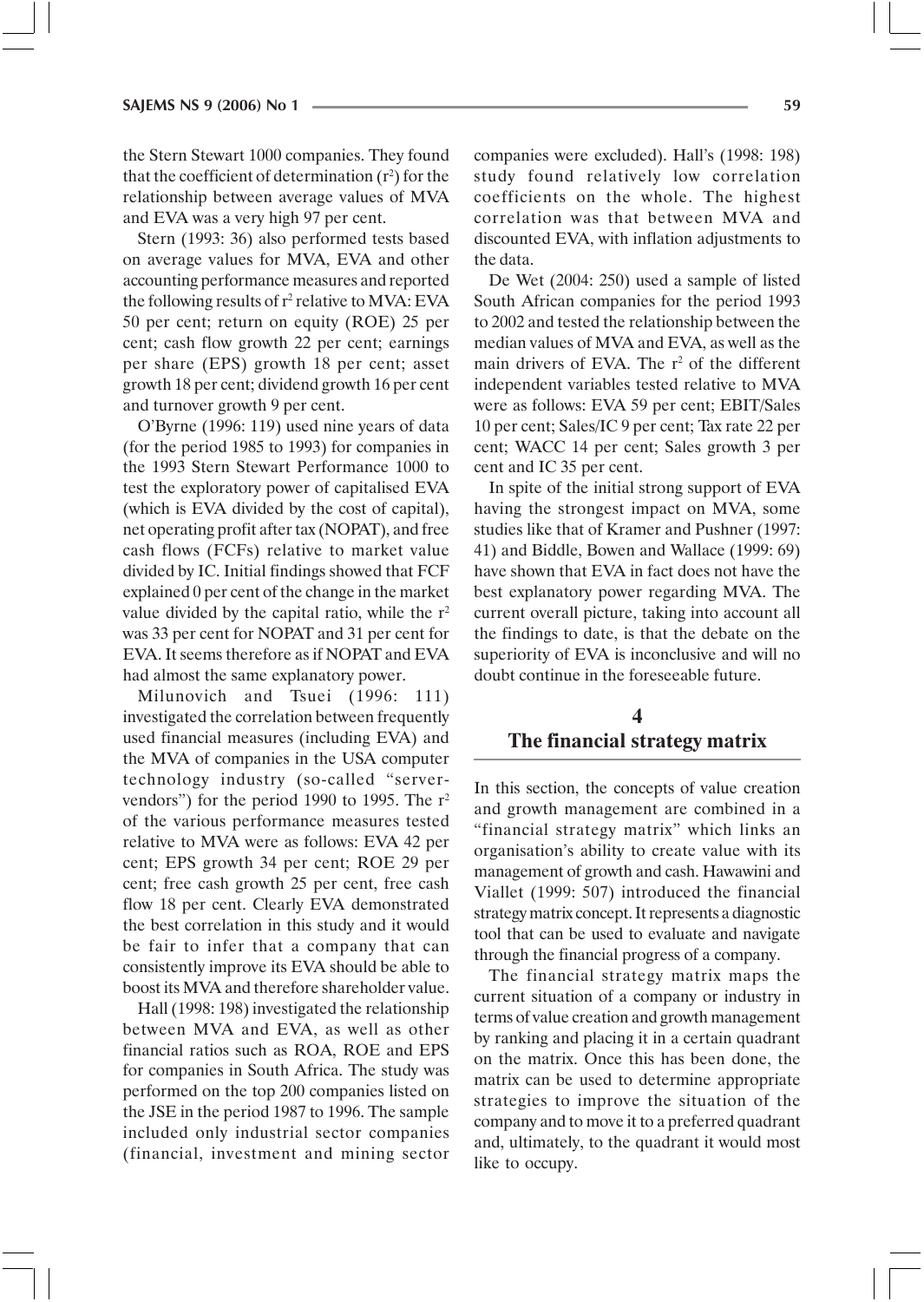the Stern Stewart 1000 companies. They found that the coefficient of determination ($r^2$) for the relationship between average values of MVA and EVA was a very high 97 per cent.

Stern (1993: 36) also performed tests based on average values for MVA, EVA and other accounting performance measures and reported the following results of $r^2$ relative to MVA: EVA 50 per cent; return on equity (ROE) 25 per cent; cash flow growth 22 per cent; earnings per share (EPS) growth 18 per cent; asset growth 18 per cent; dividend growth 16 per cent and turnover growth 9 per cent.

O'Byrne (1996: 119) used nine years of data (for the period 1985 to 1993) for companies in the 1993 Stern Stewart Performance 1000 to test the exploratory power of capitalised EVA (which is EVA divided by the cost of capital), net operating profit after tax (NOPAT), and free cash flows (FCFs) relative to market value divided by IC. Initial findings showed that FCF explained 0 per cent of the change in the market value divided by the capital ratio, while the $r^2$ was 33 per cent for NOPAT and 31 per cent for EVA. It seems therefore as if NOPAT and EVA had almost the same explanatory power.

Milunovich and Tsuei (1996: 111) investigated the correlation between frequently used financial measures (including EVA) and the MVA of companies in the USA computer technology industry (so-called "server-vendors") for the period 1990 to 1995. The $r^2$ of the various performance measures tested relative to MVA were as follows: EVA 42 per cent; EPS growth 34 per cent; ROE 29 per cent; free cash growth 25 per cent, free cash flow 18 per cent. Clearly EVA demonstrated the best correlation in this study and it would be fair to infer that a company that can consistently improve its EVA should be able to boost its MVA and therefore shareholder value.

Hall (1998: 198) investigated the relationship between MVA and EVA, as well as other financial ratios such as ROA, ROE and EPS for companies in South Africa. The study was performed on the top 200 companies listed on the JSE in the period 1987 to 1996. The sample included only industrial sector companies (financial, investment and mining sector companies were excluded). Hall's (1998: 198) study found relatively low correlation coefficients on the whole. The highest correlation was that between MVA and discounted EVA, with inflation adjustments to the data.

De Wet (2004: 250) used a sample of listed South African companies for the period 1993 to 2002 and tested the relationship between the median values of MVA and EVA, as well as the main drivers of EVA. The $r^2$ of the different independent variables tested relative to MVA were as follows: EVA 59 per cent; EBIT/Sales 10 per cent; Sales/IC 9 per cent; Tax rate 22 per cent; WACC 14 per cent; Sales growth 3 per cent and IC 35 per cent.

In spite of the initial strong support of EVA having the strongest impact on MVA, some studies like that of Kramer and Pushner (1997: 41) and Biddle, Bowen and Wallace (1999: 69) have shown that EVA in fact does not have the best explanatory power regarding MVA. The current overall picture, taking into account all the findings to date, is that the debate on the superiority of EVA is inconclusive and will no doubt continue in the foreseeable future.

## 4 The financial strategy matrix

In this section, the concepts of value creation and growth management are combined in a "financial strategy matrix" which links an organisation's ability to create value with its management of growth and cash. Hawawini and Viallet (1999: 507) introduced the financial strategy matrix concept. It represents a diagnostic tool that can be used to evaluate and navigate through the financial progress of a company.

The financial strategy matrix maps the current situation of a company or industry in terms of value creation and growth management by ranking and placing it in a certain quadrant on the matrix. Once this has been done, the matrix can be used to determine appropriate strategies to improve the situation of the company and to move it to a preferred quadrant and, ultimately, to the quadrant it would most like to occupy.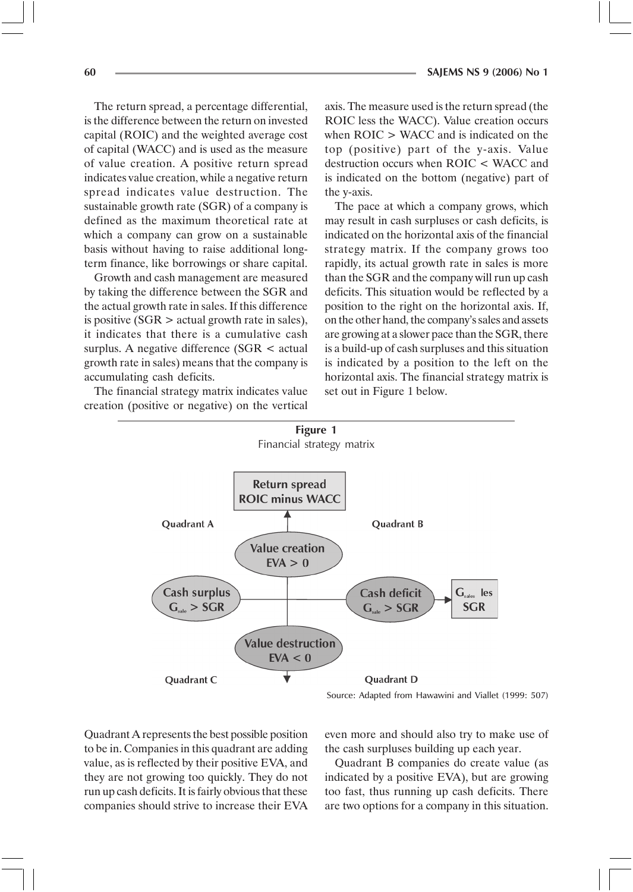The return spread, a percentage differential, is the difference between the return on invested capital (ROIC) and the weighted average cost of capital (WACC) and is used as the measure of value creation. A positive return spread indicates value creation, while a negative return spread indicates value destruction. The sustainable growth rate (SGR) of a company is defined as the maximum theoretical rate at which a company can grow on a sustainable basis without having to raise additional long-term finance, like borrowings or share capital.

Growth and cash management are measured by taking the difference between the SGR and the actual growth rate in sales. If this difference is positive (SGR > actual growth rate in sales), it indicates that there is a cumulative cash surplus. A negative difference (SGR < actual growth rate in sales) means that the company is accumulating cash deficits.

The financial strategy matrix indicates value creation (positive or negative) on the vertical axis. The measure used is the return spread (the ROIC less the WACC). Value creation occurs when ROIC > WACC and is indicated on the top (positive) part of the y-axis. Value destruction occurs when ROIC < WACC and is indicated on the bottom (negative) part of the y-axis.

The pace at which a company grows, which may result in cash surpluses or cash deficits, is indicated on the horizontal axis of the financial strategy matrix. If the company grows too rapidly, its actual growth rate in sales is more than the SGR and the company will run up cash deficits. This situation would be reflected by a position to the right on the horizontal axis. If, on the other hand, the company's sales and assets are growing at a slower pace than the SGR, there is a build-up of cash surpluses and this situation is indicated by a position to the left on the horizontal axis. The financial strategy matrix is set out in Figure 1 below.

**Figure 1**

Financial strategy matrix

Return spread
ROIC minus WACC

Quadrant A

Quadrant B

Value creation
EVA > 0

Cash surplus
$G_{sale}$ > SGR

Cash deficit
$G_{sale}$ > SGR

$G_{sales}$ les
SGR

Value destruction
EVA < 0

Quadrant C

Quadrant D

Source: Adapted from Hawawini and Viallet (1999: 507)

Quadrant A represents the best possible position to be in. Companies in this quadrant are adding value, as is reflected by their positive EVA, and they are not growing too quickly. They do not run up cash deficits. It is fairly obvious that these companies should strive to increase their EVA even more and should also try to make use of the cash surpluses building up each year.

Quadrant B companies do create value (as indicated by a positive EVA), but are growing too fast, thus running up cash deficits. There are two options for a company in this situation.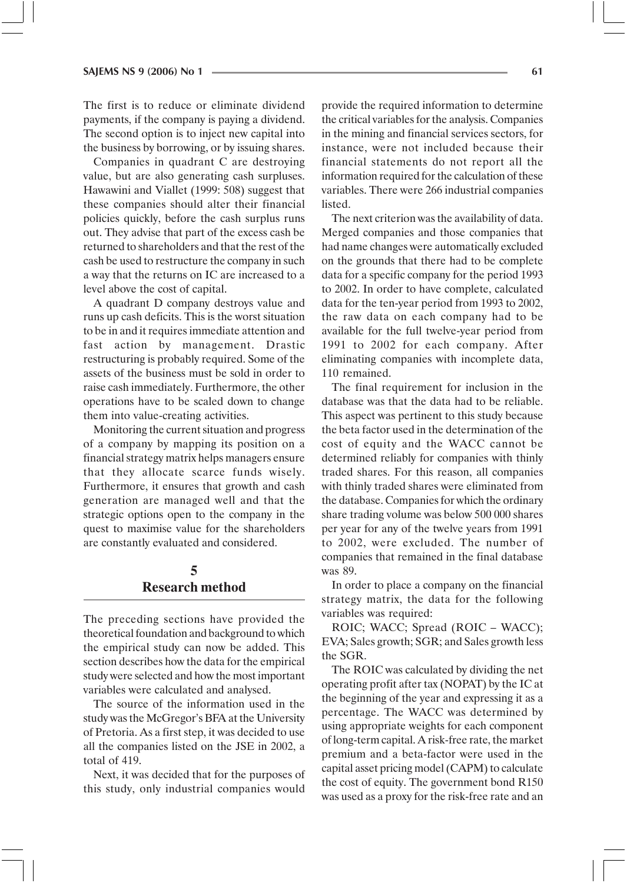The first is to reduce or eliminate dividend payments, if the company is paying a dividend. The second option is to inject new capital into the business by borrowing, or by issuing shares.

Companies in quadrant C are destroying value, but are also generating cash surpluses. Hawawini and Viallet (1999: 508) suggest that these companies should alter their financial policies quickly, before the cash surplus runs out. They advise that part of the excess cash be returned to shareholders and that the rest of the cash be used to restructure the company in such a way that the returns on IC are increased to a level above the cost of capital.

A quadrant D company destroys value and runs up cash deficits. This is the worst situation to be in and it requires immediate attention and fast action by management. Drastic restructuring is probably required. Some of the assets of the business must be sold in order to raise cash immediately. Furthermore, the other operations have to be scaled down to change them into value-creating activities.

Monitoring the current situation and progress of a company by mapping its position on a financial strategy matrix helps managers ensure that they allocate scarce funds wisely. Furthermore, it ensures that growth and cash generation are managed well and that the strategic options open to the company in the quest to maximise value for the shareholders are constantly evaluated and considered.

## 5
## Research method

The preceding sections have provided the theoretical foundation and background to which the empirical study can now be added. This section describes how the data for the empirical study were selected and how the most important variables were calculated and analysed.

The source of the information used in the study was the McGregor's BFA at the University of Pretoria. As a first step, it was decided to use all the companies listed on the JSE in 2002, a total of 419.

Next, it was decided that for the purposes of this study, only industrial companies would provide the required information to determine the critical variables for the analysis. Companies in the mining and financial services sectors, for instance, were not included because their financial statements do not report all the information required for the calculation of these variables. There were 266 industrial companies listed.

The next criterion was the availability of data. Merged companies and those companies that had name changes were automatically excluded on the grounds that there had to be complete data for a specific company for the period 1993 to 2002. In order to have complete, calculated data for the ten-year period from 1993 to 2002, the raw data on each company had to be available for the full twelve-year period from 1991 to 2002 for each company. After eliminating companies with incomplete data, 110 remained.

The final requirement for inclusion in the database was that the data had to be reliable. This aspect was pertinent to this study because the beta factor used in the determination of the cost of equity and the WACC cannot be determined reliably for companies with thinly traded shares. For this reason, all companies with thinly traded shares were eliminated from the database. Companies for which the ordinary share trading volume was below 500 000 shares per year for any of the twelve years from 1991 to 2002, were excluded. The number of companies that remained in the final database was 89.

In order to place a company on the financial strategy matrix, the data for the following variables was required:

ROIC; WACC; Spread (ROIC – WACC); EVA; Sales growth; SGR; and Sales growth less the SGR.

The ROIC was calculated by dividing the net operating profit after tax (NOPAT) by the IC at the beginning of the year and expressing it as a percentage. The WACC was determined by using appropriate weights for each component of long-term capital. A risk-free rate, the market premium and a beta-factor were used in the capital asset pricing model (CAPM) to calculate the cost of equity. The government bond R150 was used as a proxy for the risk-free rate and an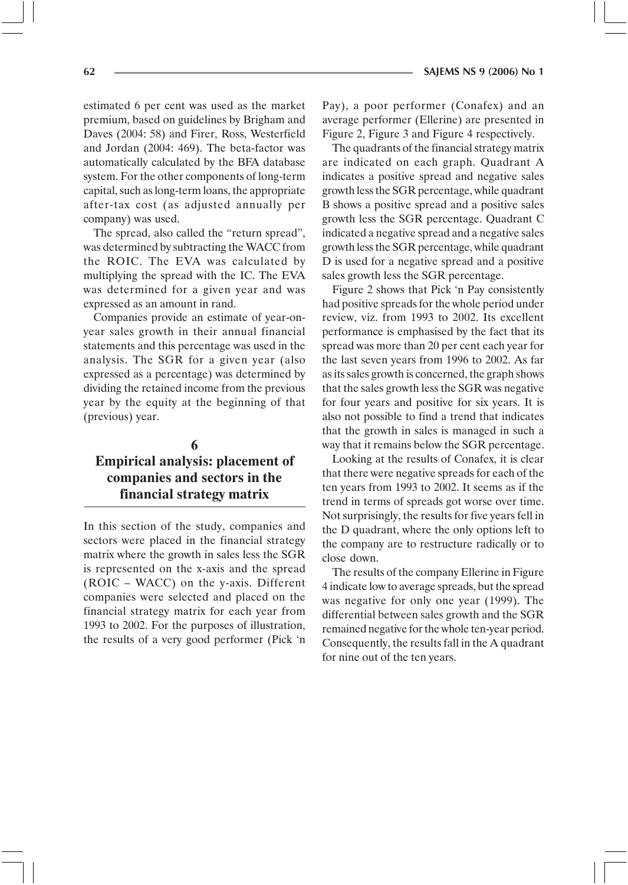estimated 6 per cent was used as the market premium, based on guidelines by Brigham and Daves (2004: 58) and Firer, Ross, Westerfield and Jordan (2004: 469). The beta-factor was automatically calculated by the BFA database system. For the other components of long-term capital, such as long-term loans, the appropriate after-tax cost (as adjusted annually per company) was used.

The spread, also called the "return spread", was determined by subtracting the WACC from the ROIC. The EVA was calculated by multiplying the spread with the IC. The EVA was determined for a given year and was expressed as an amount in rand.

Companies provide an estimate of year-on-year sales growth in their annual financial statements and this percentage was used in the analysis. The SGR for a given year (also expressed as a percentage) was determined by dividing the retained income from the previous year by the equity at the beginning of that (previous) year.

## 6 Empirical analysis: placement of companies and sectors in the financial strategy matrix

In this section of the study, companies and sectors were placed in the financial strategy matrix where the growth in sales less the SGR is represented on the x-axis and the spread (ROIC – WACC) on the y-axis. Different companies were selected and placed on the financial strategy matrix for each year from 1993 to 2002. For the purposes of illustration, the results of a very good performer (Pick 'n Pay), a poor performer (Conafex) and an average performer (Ellerine) are presented in Figure 2, Figure 3 and Figure 4 respectively.

The quadrants of the financial strategy matrix are indicated on each graph. Quadrant A indicates a positive spread and negative sales growth less the SGR percentage, while quadrant B shows a positive spread and a positive sales growth less the SGR percentage. Quadrant C indicated a negative spread and a negative sales growth less the SGR percentage, while quadrant D is used for a negative spread and a positive sales growth less the SGR percentage.

Figure 2 shows that Pick 'n Pay consistently had positive spreads for the whole period under review, viz. from 1993 to 2002. Its excellent performance is emphasised by the fact that its spread was more than 20 per cent each year for the last seven years from 1996 to 2002. As far as its sales growth is concerned, the graph shows that the sales growth less the SGR was negative for four years and positive for six years. It is also not possible to find a trend that indicates that the growth in sales is managed in such a way that it remains below the SGR percentage.

Looking at the results of Conafex, it is clear that there were negative spreads for each of the ten years from 1993 to 2002. It seems as if the trend in terms of spreads got worse over time. Not surprisingly, the results for five years fell in the D quadrant, where the only options left to the company are to restructure radically or to close down.

The results of the company Ellerine in Figure 4 indicate low to average spreads, but the spread was negative for only one year (1999). The differential between sales growth and the SGR remained negative for the whole ten-year period. Consequently, the results fall in the A quadrant for nine out of the ten years.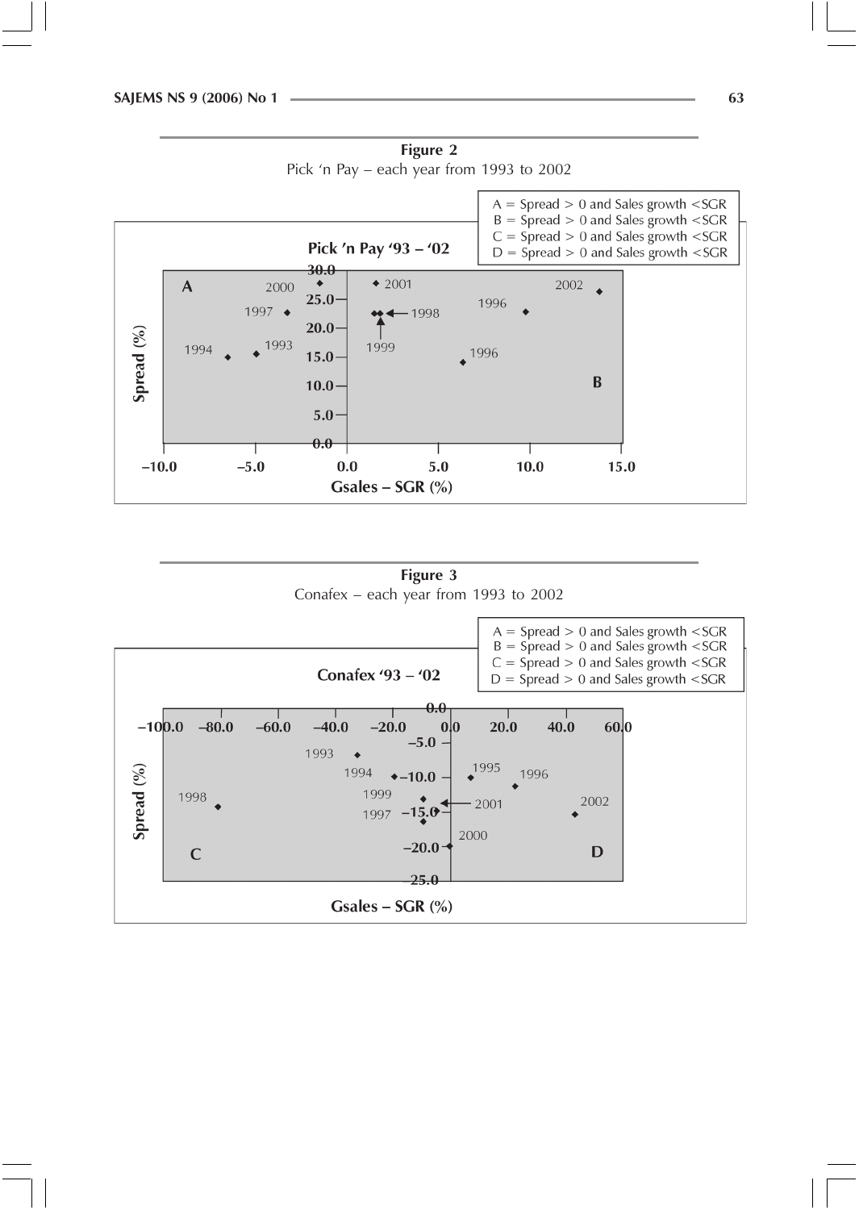**Figure 2**
Pick 'n Pay – each year from 1993 to 2002

**Figure 3**
Conafex – each year from 1993 to 2002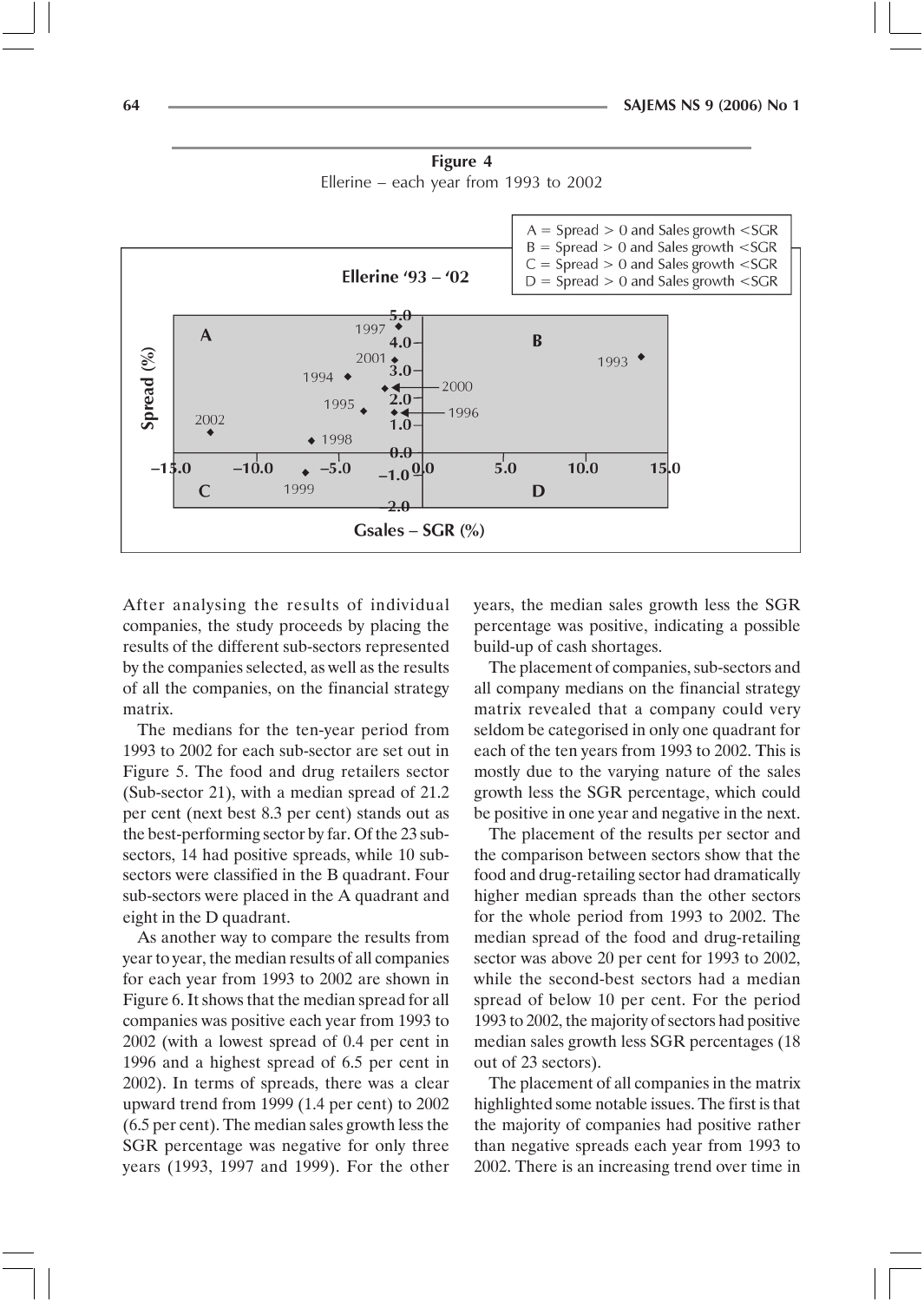**Figure 4**

Ellerine – each year from 1993 to 2002

A = Spread > 0 and Sales growth <SGR
B = Spread > 0 and Sales growth <SGR
C = Spread > 0 and Sales growth <SGR
D = Spread > 0 and Sales growth <SGR

After analysing the results of individual companies, the study proceeds by placing the results of the different sub-sectors represented by the companies selected, as well as the results of all the companies, on the financial strategy matrix.

The medians for the ten-year period from 1993 to 2002 for each sub-sector are set out in Figure 5. The food and drug retailers sector (Sub-sector 21), with a median spread of 21.2 per cent (next best 8.3 per cent) stands out as the best-performing sector by far. Of the 23 sub-sectors, 14 had positive spreads, while 10 sub-sectors were classified in the B quadrant. Four sub-sectors were placed in the A quadrant and eight in the D quadrant.

As another way to compare the results from year to year, the median results of all companies for each year from 1993 to 2002 are shown in Figure 6. It shows that the median spread for all companies was positive each year from 1993 to 2002 (with a lowest spread of 0.4 per cent in 1996 and a highest spread of 6.5 per cent in 2002). In terms of spreads, there was a clear upward trend from 1999 (1.4 per cent) to 2002 (6.5 per cent). The median sales growth less the SGR percentage was negative for only three years (1993, 1997 and 1999). For the other years, the median sales growth less the SGR percentage was positive, indicating a possible build-up of cash shortages.

The placement of companies, sub-sectors and all company medians on the financial strategy matrix revealed that a company could very seldom be categorised in only one quadrant for each of the ten years from 1993 to 2002. This is mostly due to the varying nature of the sales growth less the SGR percentage, which could be positive in one year and negative in the next.

The placement of the results per sector and the comparison between sectors show that the food and drug-retailing sector had dramatically higher median spreads than the other sectors for the whole period from 1993 to 2002. The median spread of the food and drug-retailing sector was above 20 per cent for 1993 to 2002, while the second-best sectors had a median spread of below 10 per cent. For the period 1993 to 2002, the majority of sectors had positive median sales growth less SGR percentages (18 out of 23 sectors).

The placement of all companies in the matrix highlighted some notable issues. The first is that the majority of companies had positive rather than negative spreads each year from 1993 to 2002. There is an increasing trend over time in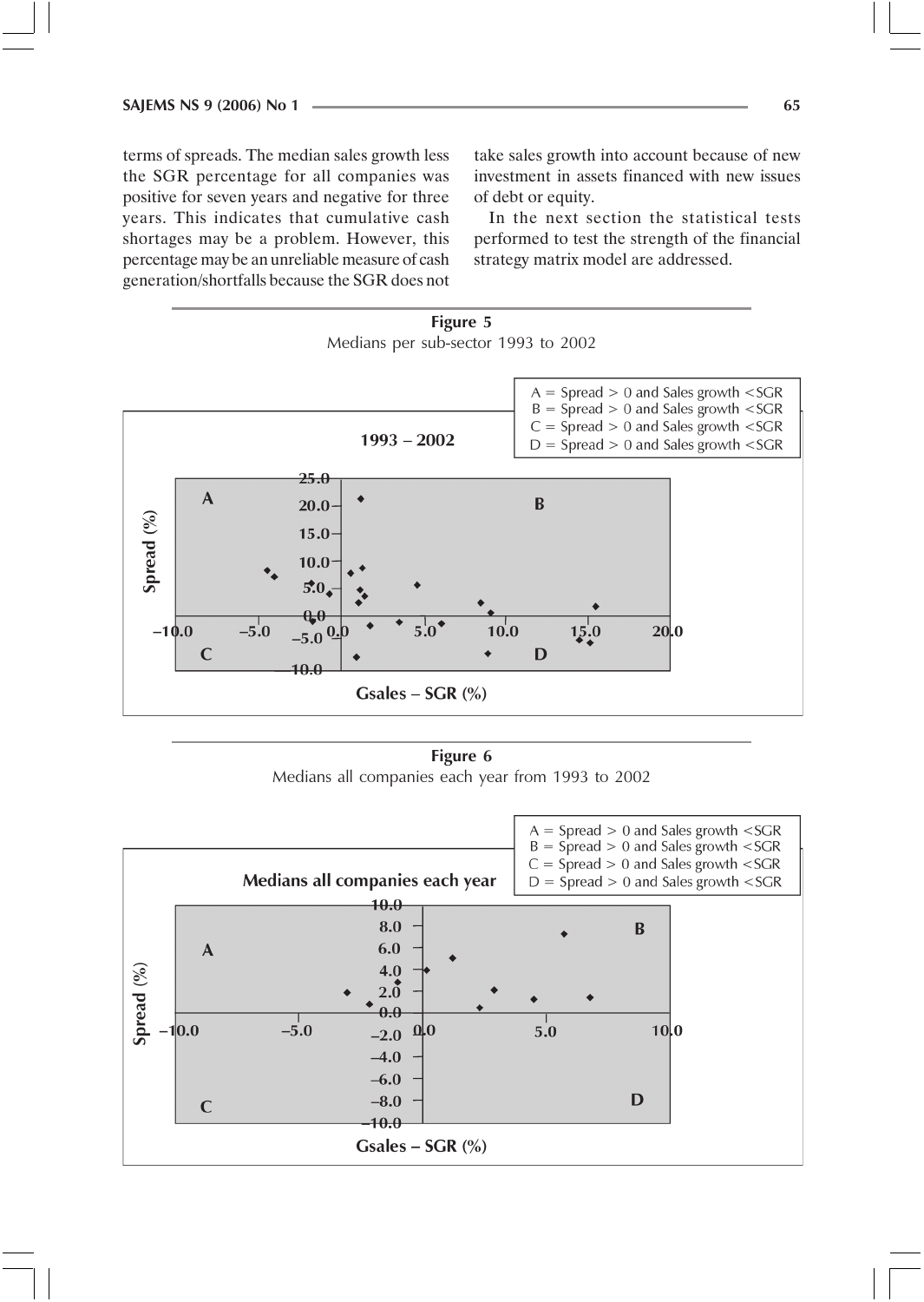terms of spreads. The median sales growth less the SGR percentage for all companies was positive for seven years and negative for three years. This indicates that cumulative cash shortages may be a problem. However, this percentage may be an unreliable measure of cash generation/shortfalls because the SGR does not take sales growth into account because of new investment in assets financed with new issues of debt or equity.

In the next section the statistical tests performed to test the strength of the financial strategy matrix model are addressed.

**Figure 5**
Medians per sub-sector 1993 to 2002

**Figure 6**
Medians all companies each year from 1993 to 2002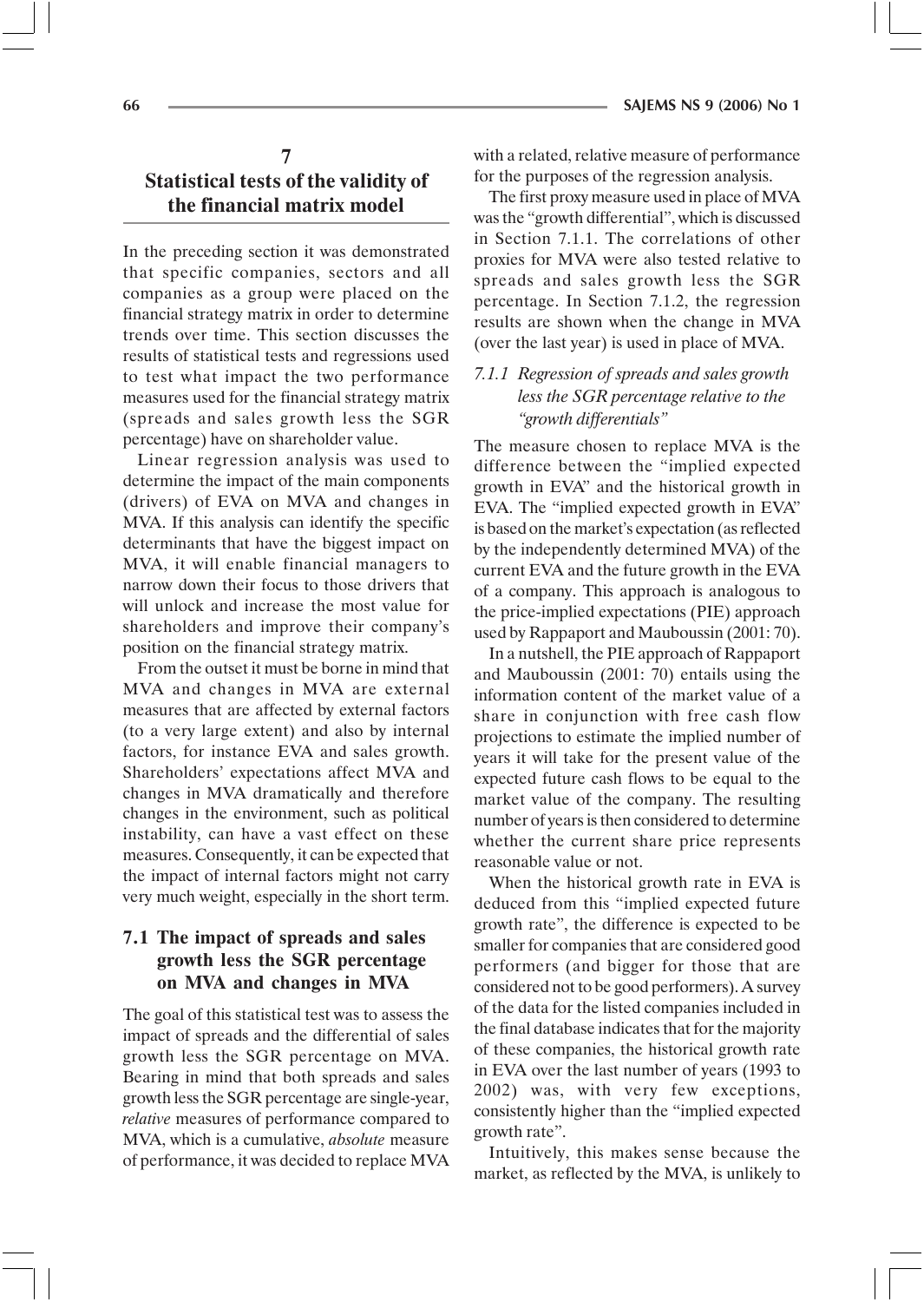# 7 Statistical tests of the validity of the financial matrix model

In the preceding section it was demonstrated that specific companies, sectors and all companies as a group were placed on the financial strategy matrix in order to determine trends over time. This section discusses the results of statistical tests and regressions used to test what impact the two performance measures used for the financial strategy matrix (spreads and sales growth less the SGR percentage) have on shareholder value.

Linear regression analysis was used to determine the impact of the main components (drivers) of EVA on MVA and changes in MVA. If this analysis can identify the specific determinants that have the biggest impact on MVA, it will enable financial managers to narrow down their focus to those drivers that will unlock and increase the most value for shareholders and improve their company's position on the financial strategy matrix.

From the outset it must be borne in mind that MVA and changes in MVA are external measures that are affected by external factors (to a very large extent) and also by internal factors, for instance EVA and sales growth. Shareholders' expectations affect MVA and changes in MVA dramatically and therefore changes in the environment, such as political instability, can have a vast effect on these measures. Consequently, it can be expected that the impact of internal factors might not carry very much weight, especially in the short term.

## 7.1 The impact of spreads and sales growth less the SGR percentage on MVA and changes in MVA

The goal of this statistical test was to assess the impact of spreads and the differential of sales growth less the SGR percentage on MVA. Bearing in mind that both spreads and sales growth less the SGR percentage are single-year, *relative* measures of performance compared to MVA, which is a cumulative, *absolute* measure of performance, it was decided to replace MVA with a related, relative measure of performance for the purposes of the regression analysis.

The first proxy measure used in place of MVA was the "growth differential", which is discussed in Section 7.1.1. The correlations of other proxies for MVA were also tested relative to spreads and sales growth less the SGR percentage. In Section 7.1.2, the regression results are shown when the change in MVA (over the last year) is used in place of MVA.

### *7.1.1 Regression of spreads and sales growth less the SGR percentage relative to the "growth differentials"*

The measure chosen to replace MVA is the difference between the "implied expected growth in EVA" and the historical growth in EVA. The "implied expected growth in EVA" is based on the market's expectation (as reflected by the independently determined MVA) of the current EVA and the future growth in the EVA of a company. This approach is analogous to the price-implied expectations (PIE) approach used by Rappaport and Mauboussin (2001: 70).

In a nutshell, the PIE approach of Rappaport and Mauboussin (2001: 70) entails using the information content of the market value of a share in conjunction with free cash flow projections to estimate the implied number of years it will take for the present value of the expected future cash flows to be equal to the market value of the company. The resulting number of years is then considered to determine whether the current share price represents reasonable value or not.

When the historical growth rate in EVA is deduced from this "implied expected future growth rate", the difference is expected to be smaller for companies that are considered good performers (and bigger for those that are considered not to be good performers). A survey of the data for the listed companies included in the final database indicates that for the majority of these companies, the historical growth rate in EVA over the last number of years (1993 to 2002) was, with very few exceptions, consistently higher than the "implied expected growth rate".

Intuitively, this makes sense because the market, as reflected by the MVA, is unlikely to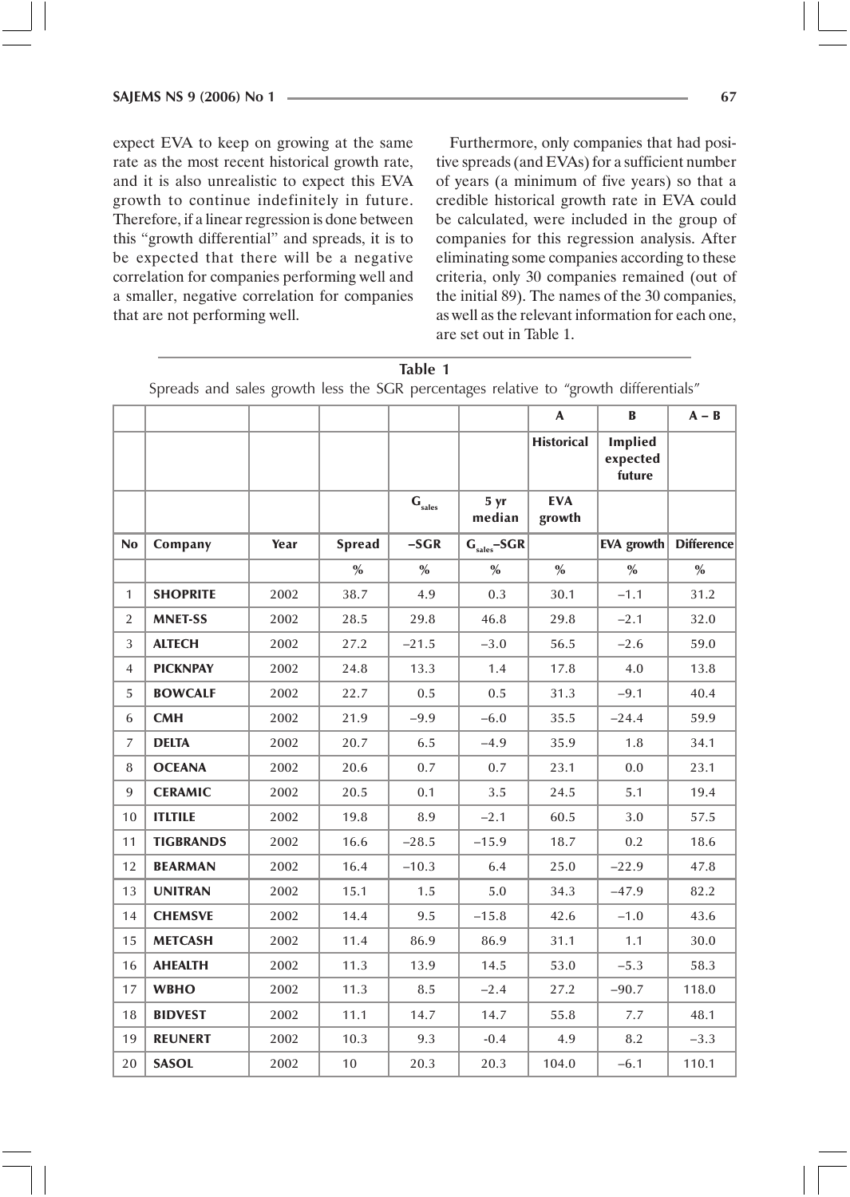expect EVA to keep on growing at the same rate as the most recent historical growth rate, and it is also unrealistic to expect this EVA growth to continue indefinitely in future. Therefore, if a linear regression is done between this "growth differential" and spreads, it is to be expected that there will be a negative correlation for companies performing well and a smaller, negative correlation for companies that are not performing well.

Furthermore, only companies that had positive spreads (and EVAs) for a sufficient number of years (a minimum of five years) so that a credible historical growth rate in EVA could be calculated, were included in the group of companies for this regression analysis. After eliminating some companies according to these criteria, only 30 companies remained (out of the initial 89). The names of the 30 companies, as well as the relevant information for each one, are set out in Table 1.

**Table 1**

Spreads and sales growth less the SGR percentages relative to "growth differentials"

| | | | | | | A | B | A – B |
|---|---|---|---|---|---|---|---|---|
| | | | | | | Historical | Implied expected future | |
| | | | | $G_{sales}$ | 5 yr median | EVA growth | | |
| No | Company | Year | Spread | –SGR | $G_{sales}$–SGR | | EVA growth | Difference |
| | | | % | % | % | % | % | % |
| 1 | **SHOPRITE** | 2002 | 38.7 | 4.9 | 0.3 | 30.1 | –1.1 | 31.2 |
| 2 | **MNET-SS** | 2002 | 28.5 | 29.8 | 46.8 | 29.8 | –2.1 | 32.0 |
| 3 | **ALTECH** | 2002 | 27.2 | –21.5 | –3.0 | 56.5 | –2.6 | 59.0 |
| 4 | **PICKNPAY** | 2002 | 24.8 | 13.3 | 1.4 | 17.8 | 4.0 | 13.8 |
| 5 | **BOWCALF** | 2002 | 22.7 | 0.5 | 0.5 | 31.3 | –9.1 | 40.4 |
| 6 | **CMH** | 2002 | 21.9 | –9.9 | –6.0 | 35.5 | –24.4 | 59.9 |
| 7 | **DELTA** | 2002 | 20.7 | 6.5 | –4.9 | 35.9 | 1.8 | 34.1 |
| 8 | **OCEANA** | 2002 | 20.6 | 0.7 | 0.7 | 23.1 | 0.0 | 23.1 |
| 9 | **CERAMIC** | 2002 | 20.5 | 0.1 | 3.5 | 24.5 | 5.1 | 19.4 |
| 10 | **ITLTILE** | 2002 | 19.8 | 8.9 | –2.1 | 60.5 | 3.0 | 57.5 |
| 11 | **TIGBRANDS** | 2002 | 16.6 | –28.5 | –15.9 | 18.7 | 0.2 | 18.6 |
| 12 | **BEARMAN** | 2002 | 16.4 | –10.3 | 6.4 | 25.0 | –22.9 | 47.8 |
| 13 | **UNITRAN** | 2002 | 15.1 | 1.5 | 5.0 | 34.3 | –47.9 | 82.2 |
| 14 | **CHEMSVE** | 2002 | 14.4 | 9.5 | –15.8 | 42.6 | –1.0 | 43.6 |
| 15 | **METCASH** | 2002 | 11.4 | 86.9 | 86.9 | 31.1 | 1.1 | 30.0 |
| 16 | **AHEALTH** | 2002 | 11.3 | 13.9 | 14.5 | 53.0 | –5.3 | 58.3 |
| 17 | **WBHO** | 2002 | 11.3 | 8.5 | –2.4 | 27.2 | –90.7 | 118.0 |
| 18 | **BIDVEST** | 2002 | 11.1 | 14.7 | 14.7 | 55.8 | 7.7 | 48.1 |
| 19 | **REUNERT** | 2002 | 10.3 | 9.3 | -0.4 | 4.9 | 8.2 | –3.3 |
| 20 | **SASOL** | 2002 | 10 | 20.3 | 20.3 | 104.0 | –6.1 | 110.1 |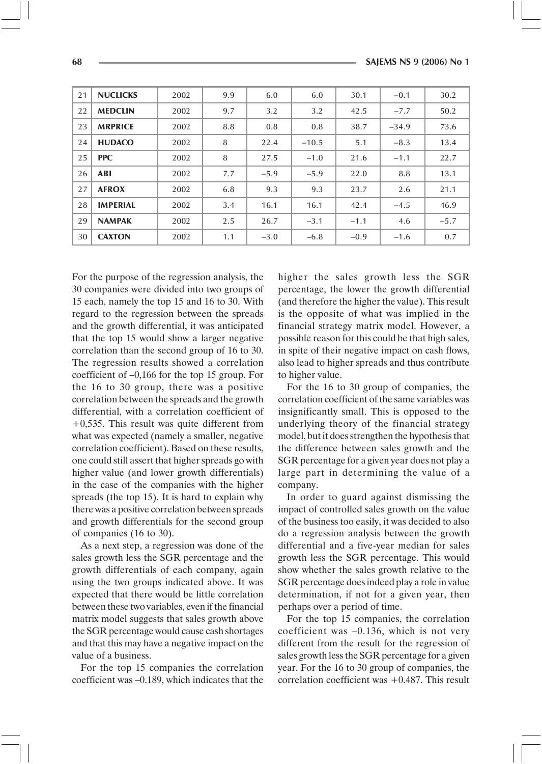| | | | | | | | | |
|---|---|---|---|---|---|---|---|---|
| 21 | **NUCLICKS** | 2002 | 9.9 | 6.0 | 6.0 | 30.1 | –0.1 | 30.2 |
| 22 | **MEDCLIN** | 2002 | 9.7 | 3.2 | 3.2 | 42.5 | –7.7 | 50.2 |
| 23 | **MRPRICE** | 2002 | 8.8 | 0.8 | 0.8 | 38.7 | –34.9 | 73.6 |
| 24 | **HUDACO** | 2002 | 8 | 22.4 | –10.5 | 5.1 | –8.3 | 13.4 |
| 25 | **PPC** | 2002 | 8 | 27.5 | –1.0 | 21.6 | –1.1 | 22.7 |
| 26 | **ABI** | 2002 | 7.7 | –5.9 | –5.9 | 22.0 | 8.8 | 13.1 |
| 27 | **AFROX** | 2002 | 6.8 | 9.3 | 9.3 | 23.7 | 2.6 | 21.1 |
| 28 | **IMPERIAL** | 2002 | 3.4 | 16.1 | 16.1 | 42.4 | –4.5 | 46.9 |
| 29 | **NAMPAK** | 2002 | 2.5 | 26.7 | –3.1 | –1.1 | 4.6 | –5.7 |
| 30 | **CAXTON** | 2002 | 1.1 | –3.0 | –6.8 | –0.9 | –1.6 | 0.7 |

For the purpose of the regression analysis, the 30 companies were divided into two groups of 15 each, namely the top 15 and 16 to 30. With regard to the regression between the spreads and the growth differential, it was anticipated that the top 15 would show a larger negative correlation than the second group of 16 to 30. The regression results showed a correlation coefficient of –0,166 for the top 15 group. For the 16 to 30 group, there was a positive correlation between the spreads and the growth differential, with a correlation coefficient of +0,535. This result was quite different from what was expected (namely a smaller, negative correlation coefficient). Based on these results, one could still assert that higher spreads go with higher value (and lower growth differentials) in the case of the companies with the higher spreads (the top 15). It is hard to explain why there was a positive correlation between spreads and growth differentials for the second group of companies (16 to 30).

As a next step, a regression was done of the sales growth less the SGR percentage and the growth differentials of each company, again using the two groups indicated above. It was expected that there would be little correlation between these two variables, even if the financial matrix model suggests that sales growth above the SGR percentage would cause cash shortages and that this may have a negative impact on the value of a business.

For the top 15 companies the correlation coefficient was –0.189, which indicates that the higher the sales growth less the SGR percentage, the lower the growth differential (and therefore the higher the value). This result is the opposite of what was implied in the financial strategy matrix model. However, a possible reason for this could be that high sales, in spite of their negative impact on cash flows, also lead to higher spreads and thus contribute to higher value.

For the 16 to 30 group of companies, the correlation coefficient of the same variables was insignificantly small. This is opposed to the underlying theory of the financial strategy model, but it does strengthen the hypothesis that the difference between sales growth and the SGR percentage for a given year does not play a large part in determining the value of a company.

In order to guard against dismissing the impact of controlled sales growth on the value of the business too easily, it was decided to also do a regression analysis between the growth differential and a five-year median for sales growth less the SGR percentage. This would show whether the sales growth relative to the SGR percentage does indeed play a role in value determination, if not for a given year, then perhaps over a period of time.

For the top 15 companies, the correlation coefficient was –0.136, which is not very different from the result for the regression of sales growth less the SGR percentage for a given year. For the 16 to 30 group of companies, the correlation coefficient was +0.487. This result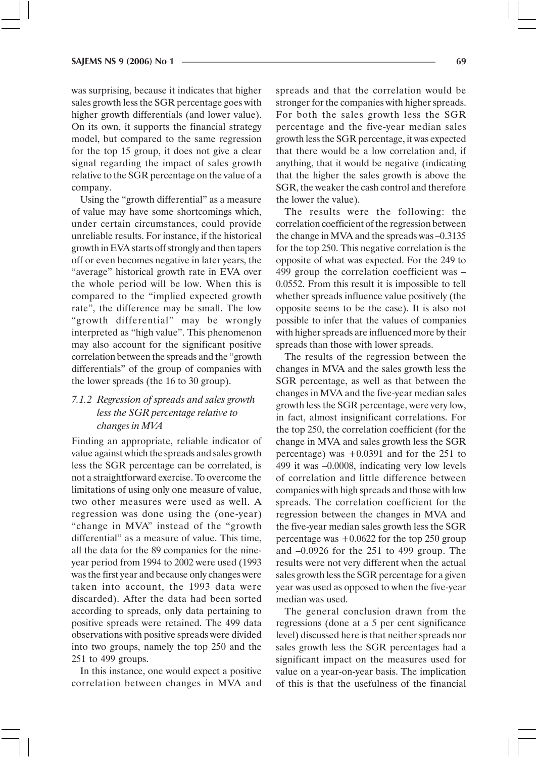was surprising, because it indicates that higher sales growth less the SGR percentage goes with higher growth differentials (and lower value). On its own, it supports the financial strategy model, but compared to the same regression for the top 15 group, it does not give a clear signal regarding the impact of sales growth relative to the SGR percentage on the value of a company.

Using the "growth differential" as a measure of value may have some shortcomings which, under certain circumstances, could provide unreliable results. For instance, if the historical growth in EVA starts off strongly and then tapers off or even becomes negative in later years, the "average" historical growth rate in EVA over the whole period will be low. When this is compared to the "implied expected growth rate", the difference may be small. The low "growth differential" may be wrongly interpreted as "high value". This phenomenon may also account for the significant positive correlation between the spreads and the "growth differentials" of the group of companies with the lower spreads (the 16 to 30 group).

### 7.1.2 *Regression of spreads and sales growth less the SGR percentage relative to changes in MVA*

Finding an appropriate, reliable indicator of value against which the spreads and sales growth less the SGR percentage can be correlated, is not a straightforward exercise. To overcome the limitations of using only one measure of value, two other measures were used as well. A regression was done using the (one-year) "change in MVA" instead of the "growth differential" as a measure of value. This time, all the data for the 89 companies for the nine-year period from 1994 to 2002 were used (1993 was the first year and because only changes were taken into account, the 1993 data were discarded). After the data had been sorted according to spreads, only data pertaining to positive spreads were retained. The 499 data observations with positive spreads were divided into two groups, namely the top 250 and the 251 to 499 groups.

In this instance, one would expect a positive correlation between changes in MVA and spreads and that the correlation would be stronger for the companies with higher spreads. For both the sales growth less the SGR percentage and the five-year median sales growth less the SGR percentage, it was expected that there would be a low correlation and, if anything, that it would be negative (indicating that the higher the sales growth is above the SGR, the weaker the cash control and therefore the lower the value).

The results were the following: the correlation coefficient of the regression between the change in MVA and the spreads was –0.3135 for the top 250. This negative correlation is the opposite of what was expected. For the 249 to 499 group the correlation coefficient was – 0.0552. From this result it is impossible to tell whether spreads influence value positively (the opposite seems to be the case). It is also not possible to infer that the values of companies with higher spreads are influenced more by their spreads than those with lower spreads.

The results of the regression between the changes in MVA and the sales growth less the SGR percentage, as well as that between the changes in MVA and the five-year median sales growth less the SGR percentage, were very low, in fact, almost insignificant correlations. For the top 250, the correlation coefficient (for the change in MVA and sales growth less the SGR percentage) was +0.0391 and for the 251 to 499 it was –0.0008, indicating very low levels of correlation and little difference between companies with high spreads and those with low spreads. The correlation coefficient for the regression between the changes in MVA and the five-year median sales growth less the SGR percentage was +0.0622 for the top 250 group and –0.0926 for the 251 to 499 group. The results were not very different when the actual sales growth less the SGR percentage for a given year was used as opposed to when the five-year median was used.

The general conclusion drawn from the regressions (done at a 5 per cent significance level) discussed here is that neither spreads nor sales growth less the SGR percentages had a significant impact on the measures used for value on a year-on-year basis. The implication of this is that the usefulness of the financial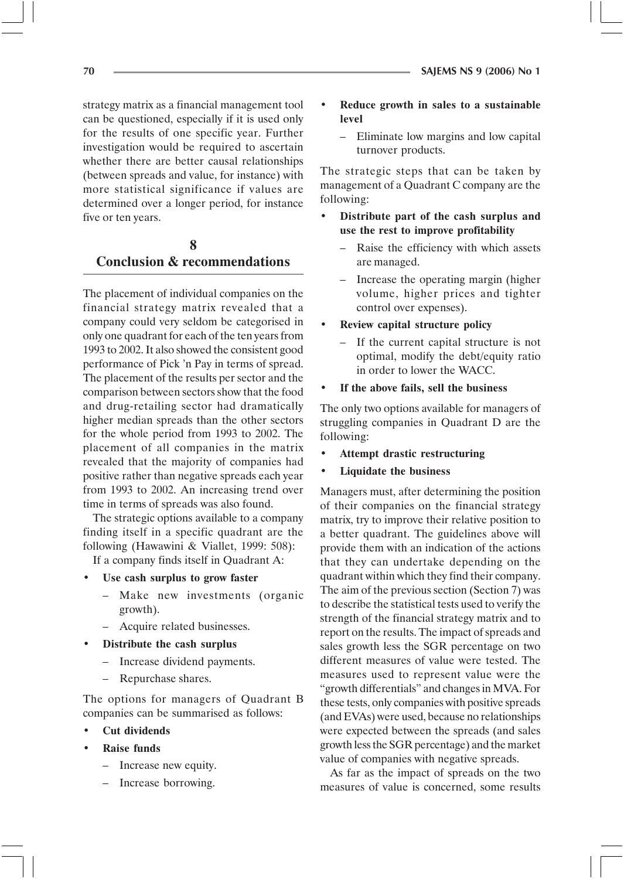strategy matrix as a financial management tool can be questioned, especially if it is used only for the results of one specific year. Further investigation would be required to ascertain whether there are better causal relationships (between spreads and value, for instance) with more statistical significance if values are determined over a longer period, for instance five or ten years.

## 8 Conclusion & recommendations

The placement of individual companies on the financial strategy matrix revealed that a company could very seldom be categorised in only one quadrant for each of the ten years from 1993 to 2002. It also showed the consistent good performance of Pick 'n Pay in terms of spread. The placement of the results per sector and the comparison between sectors show that the food and drug-retailing sector had dramatically higher median spreads than the other sectors for the whole period from 1993 to 2002. The placement of all companies in the matrix revealed that the majority of companies had positive rather than negative spreads each year from 1993 to 2002. An increasing trend over time in terms of spreads was also found.

The strategic options available to a company finding itself in a specific quadrant are the following (Hawawini & Viallet, 1999: 508):

If a company finds itself in Quadrant A:

- **Use cash surplus to grow faster**
  - Make new investments (organic growth).
  - Acquire related businesses.
- **Distribute the cash surplus**
  - Increase dividend payments.
  - Repurchase shares.

The options for managers of Quadrant B companies can be summarised as follows:

- **Cut dividends**
- **Raise funds**
  - Increase new equity.
  - Increase borrowing.
- **Reduce growth in sales to a sustainable level**
  - Eliminate low margins and low capital turnover products.

The strategic steps that can be taken by management of a Quadrant C company are the following:

- **Distribute part of the cash surplus and use the rest to improve profitability**
  - Raise the efficiency with which assets are managed.
  - Increase the operating margin (higher volume, higher prices and tighter control over expenses).
- **Review capital structure policy**
  - If the current capital structure is not optimal, modify the debt/equity ratio in order to lower the WACC.
- **If the above fails, sell the business**

The only two options available for managers of struggling companies in Quadrant D are the following:

- **Attempt drastic restructuring**
- **Liquidate the business**

Managers must, after determining the position of their companies on the financial strategy matrix, try to improve their relative position to a better quadrant. The guidelines above will provide them with an indication of the actions that they can undertake depending on the quadrant within which they find their company. The aim of the previous section (Section 7) was to describe the statistical tests used to verify the strength of the financial strategy matrix and to report on the results. The impact of spreads and sales growth less the SGR percentage on two different measures of value were tested. The measures used to represent value were the "growth differentials" and changes in MVA. For these tests, only companies with positive spreads (and EVAs) were used, because no relationships were expected between the spreads (and sales growth less the SGR percentage) and the market value of companies with negative spreads.

As far as the impact of spreads on the two measures of value is concerned, some results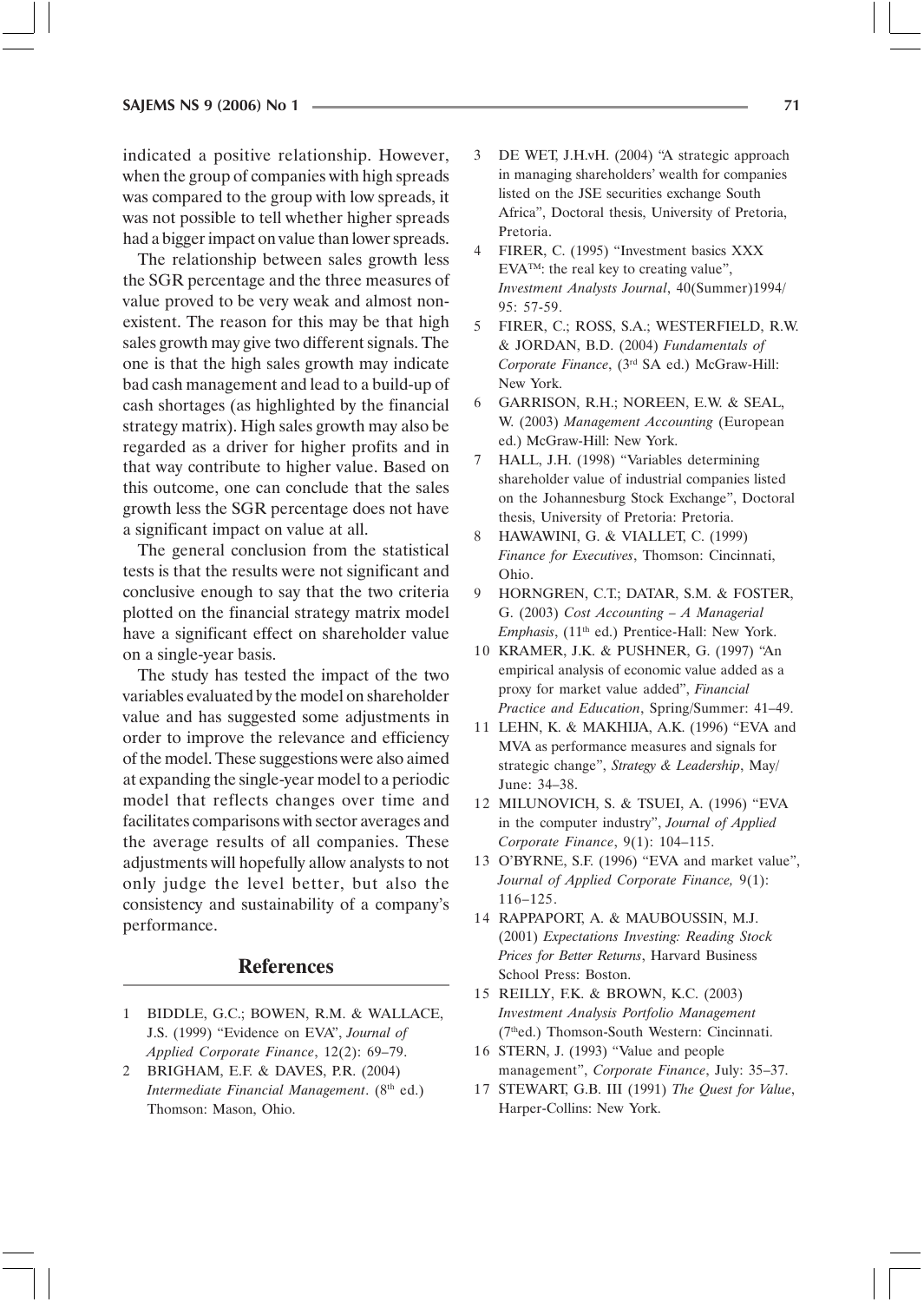indicated a positive relationship. However, when the group of companies with high spreads was compared to the group with low spreads, it was not possible to tell whether higher spreads had a bigger impact on value than lower spreads.

The relationship between sales growth less the SGR percentage and the three measures of value proved to be very weak and almost non-existent. The reason for this may be that high sales growth may give two different signals. The one is that the high sales growth may indicate bad cash management and lead to a build-up of cash shortages (as highlighted by the financial strategy matrix). High sales growth may also be regarded as a driver for higher profits and in that way contribute to higher value. Based on this outcome, one can conclude that the sales growth less the SGR percentage does not have a significant impact on value at all.

The general conclusion from the statistical tests is that the results were not significant and conclusive enough to say that the two criteria plotted on the financial strategy matrix model have a significant effect on shareholder value on a single-year basis.

The study has tested the impact of the two variables evaluated by the model on shareholder value and has suggested some adjustments in order to improve the relevance and efficiency of the model. These suggestions were also aimed at expanding the single-year model to a periodic model that reflects changes over time and facilitates comparisons with sector averages and the average results of all companies. These adjustments will hopefully allow analysts to not only judge the level better, but also the consistency and sustainability of a company's performance.

## References

1. BIDDLE, G.C.; BOWEN, R.M. & WALLACE, J.S. (1999) "Evidence on EVA", *Journal of Applied Corporate Finance*, 12(2): 69–79.
2. BRIGHAM, E.F. & DAVES, P.R. (2004) *Intermediate Financial Management*. (8th ed.) Thomson: Mason, Ohio.
3. DE WET, J.H.vH. (2004) "A strategic approach in managing shareholders' wealth for companies listed on the JSE securities exchange South Africa", Doctoral thesis, University of Pretoria, Pretoria.
4. FIRER, C. (1995) "Investment basics XXX EVA™: the real key to creating value", *Investment Analysts Journal*, 40(Summer)1994/95: 57-59.
5. FIRER, C.; ROSS, S.A.; WESTERFIELD, R.W. & JORDAN, B.D. (2004) *Fundamentals of Corporate Finance*, (3rd SA ed.) McGraw-Hill: New York.
6. GARRISON, R.H.; NOREEN, E.W. & SEAL, W. (2003) *Management Accounting* (European ed.) McGraw-Hill: New York.
7. HALL, J.H. (1998) "Variables determining shareholder value of industrial companies listed on the Johannesburg Stock Exchange", Doctoral thesis, University of Pretoria: Pretoria.
8. HAWAWINI, G. & VIALLET, C. (1999) *Finance for Executives*, Thomson: Cincinnati, Ohio.
9. HORNGREN, C.T.; DATAR, S.M. & FOSTER, G. (2003) *Cost Accounting – A Managerial Emphasis*, (11th ed.) Prentice-Hall: New York.
10. KRAMER, J.K. & PUSHNER, G. (1997) "An empirical analysis of economic value added as a proxy for market value added", *Financial Practice and Education*, Spring/Summer: 41–49.
11. LEHN, K. & MAKHIJA, A.K. (1996) "EVA and MVA as performance measures and signals for strategic change", *Strategy & Leadership*, May/June: 34–38.
12. MILUNOVICH, S. & TSUEI, A. (1996) "EVA in the computer industry", *Journal of Applied Corporate Finance*, 9(1): 104–115.
13. O'BYRNE, S.F. (1996) "EVA and market value", *Journal of Applied Corporate Finance,* 9(1): 116–125.
14. RAPPAPORT, A. & MAUBOUSSIN, M.J. (2001) *Expectations Investing: Reading Stock Prices for Better Returns*, Harvard Business School Press: Boston.
15. REILLY, F.K. & BROWN, K.C. (2003) *Investment Analysis Portfolio Management* (7th ed.) Thomson-South Western: Cincinnati.
16. STERN, J. (1993) "Value and people management", *Corporate Finance*, July: 35–37.
17. STEWART, G.B. III (1991) *The Quest for Value*, Harper-Collins: New York.